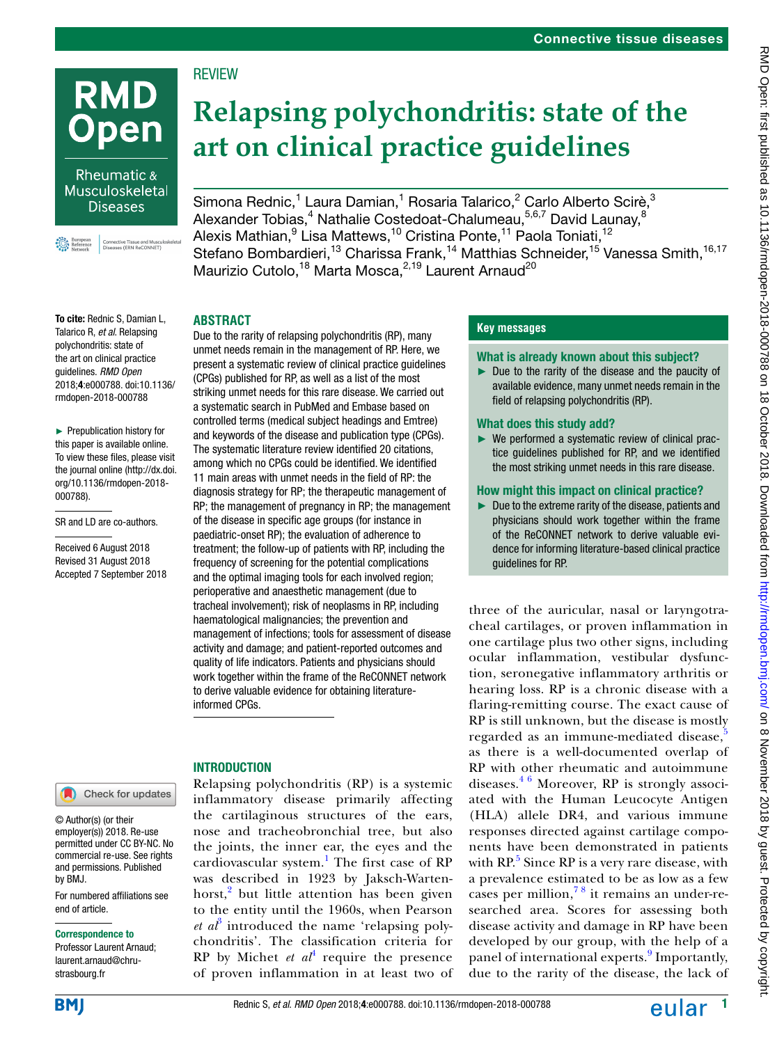REVIEW

# Relapsing polychondritis: state of the art on clinical practice guidelines

Simona Rednic,[1] Laura Damian,[1] Rosaria Talarico,[2] Carlo Alberto Scirè,[3] Alexander Tobias,[4] Nathalie Costedoat-Chalumeau,[5,6,7] David Launay,[8] Alexis Mathian,[9] Lisa Mattews,[10] Cristina Ponte,[11] Paola Toniati,[12] Stefano Bombardieri,[13] Charissa Frank,[14] Matthias Schneider,[15] Vanessa Smith,[16,17] Maurizio Cutolo,[18] Marta Mosca,[2,19] Laurent Arnaud[20]

**To cite:** Rednic S, Damian L, Talarico R, *et al*. Relapsing polychondritis: state of the art on clinical practice guidelines. *RMD Open* 2018;**4**:e000788. doi:10.1136/rmdopen-2018-000788

► Prepublication history for this paper is available online. To view these files, please visit the journal online (http://dx.doi.org/10.1136/rmdopen-2018-000788).

SR and LD are co-authors.

Received 6 August 2018
Revised 31 August 2018
Accepted 7 September 2018

© Author(s) (or their employer(s)) 2018. Re-use permitted under CC BY-NC. No commercial re-use. See rights and permissions. Published by BMJ.

For numbered affiliations see end of article.

**Correspondence to**
Professor Laurent Arnaud; laurent.arnaud@chru-strasbourg.fr

## ABSTRACT

Due to the rarity of relapsing polychondritis (RP), many unmet needs remain in the management of RP. Here, we present a systematic review of clinical practice guidelines (CPGs) published for RP, as well as a list of the most striking unmet needs for this rare disease. We carried out a systematic search in PubMed and Embase based on controlled terms (medical subject headings and Emtree) and keywords of the disease and publication type (CPGs). The systematic literature review identified 20 citations, among which no CPGs could be identified. We identified 11 main areas with unmet needs in the field of RP: the diagnosis strategy for RP; the therapeutic management of RP; the management of pregnancy in RP; the management of the disease in specific age groups (for instance in paediatric-onset RP); the evaluation of adherence to treatment; the follow-up of patients with RP, including the frequency of screening for the potential complications and the optimal imaging tools for each involved region; perioperative and anaesthetic management (due to tracheal involvement); risk of neoplasms in RP, including haematological malignancies; the prevention and management of infections; tools for assessment of disease activity and damage; and patient-reported outcomes and quality of life indicators. Patients and physicians should work together within the frame of the ReCONNET network to derive valuable evidence for obtaining literature-informed CPGs.

## Key messages

### What is already known about this subject?

► Due to the rarity of the disease and the paucity of available evidence, many unmet needs remain in the field of relapsing polychondritis (RP).

### What does this study add?

► We performed a systematic review of clinical practice guidelines published for RP, and we identified the most striking unmet needs in this rare disease.

### How might this impact on clinical practice?

► Due to the extreme rarity of the disease, patients and physicians should work together within the frame of the ReCONNET network to derive valuable evidence for informing literature-based clinical practice guidelines for RP.

## INTRODUCTION

Relapsing polychondritis (RP) is a systemic inflammatory disease primarily affecting the cartilaginous structures of the ears, nose and tracheobronchial tree, but also the joints, the inner ear, the eyes and the cardiovascular system.[1] The first case of RP was described in 1923 by Jaksch-Wartenhorst,[2] but little attention has been given to the entity until the 1960s, when Pearson *et al*[3] introduced the name 'relapsing polychondritis'. The classification criteria for RP by Michet *et al*[4] require the presence of proven inflammation in at least two of three of the auricular, nasal or laryngotracheal cartilages, or proven inflammation in one cartilage plus two other signs, including ocular inflammation, vestibular dysfunction, seronegative inflammatory arthritis or hearing loss. RP is a chronic disease with a flaring-remitting course. The exact cause of RP is still unknown, but the disease is mostly regarded as an immune-mediated disease,[5] as there is a well-documented overlap of RP with other rheumatic and autoimmune diseases.[4,6] Moreover, RP is strongly associated with the Human Leucocyte Antigen (HLA) allele DR4, and various immune responses directed against cartilage components have been demonstrated in patients with RP.[5] Since RP is a very rare disease, with a prevalence estimated to be as low as a few cases per million,[7,8] it remains an under-researched area. Scores for assessing both disease activity and damage in RP have been developed by our group, with the help of a panel of international experts.[9] Importantly, due to the rarity of the disease, the lack of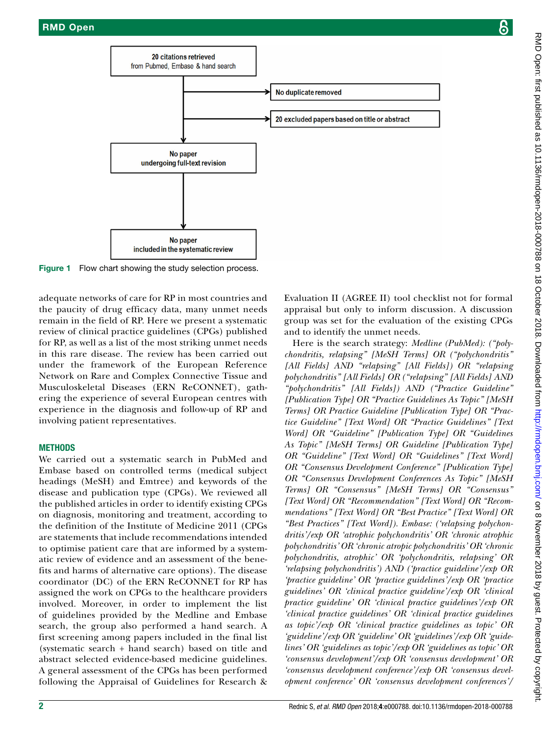20 citations retrieved from Pubmed, Embase & hand search

No duplicate removed

20 excluded papers based on title or abstract

No paper undergoing full-text revision

No paper included in the systematic review

**Figure 1** Flow chart showing the study selection process.

adequate networks of care for RP in most countries and the paucity of drug efficacy data, many unmet needs remain in the field of RP. Here we present a systematic review of clinical practice guidelines (CPGs) published for RP, as well as a list of the most striking unmet needs in this rare disease. The review has been carried out under the framework of the European Reference Network on Rare and Complex Connective Tissue and Musculoskeletal Diseases (ERN ReCONNET), gathering the experience of several European centres with experience in the diagnosis and follow-up of RP and involving patient representatives.

## METHODS

We carried out a systematic search in PubMed and Embase based on controlled terms (medical subject headings (MeSH) and Emtree) and keywords of the disease and publication type (CPGs). We reviewed all the published articles in order to identify existing CPGs on diagnosis, monitoring and treatment, according to the definition of the Institute of Medicine 2011 (CPGs are statements that include recommendations intended to optimise patient care that are informed by a systematic review of evidence and an assessment of the benefits and harms of alternative care options). The disease coordinator (DC) of the ERN ReCONNET for RP has assigned the work on CPGs to the healthcare providers involved. Moreover, in order to implement the list of guidelines provided by the Medline and Embase search, the group also performed a hand search. A first screening among papers included in the final list (systematic search + hand search) based on title and abstract selected evidence-based medicine guidelines. A general assessment of the CPGs has been performed following the Appraisal of Guidelines for Research & Evaluation II (AGREE II) tool checklist not for formal appraisal but only to inform discussion. A discussion group was set for the evaluation of the existing CPGs and to identify the unmet needs.

Here is the search strategy: *Medline (PubMed): ("polychondritis, relapsing" [MeSH Terms] OR ("polychondritis" [All Fields] AND "relapsing" [All Fields]) OR "relapsing polychondritis" [All Fields] OR ("relapsing" [All Fields] AND "polychondritis" [All Fields]) AND ("Practice Guideline" [Publication Type] OR "Practice Guidelines As Topic" [MeSH Terms] OR Practice Guideline [Publication Type] OR "Practice Guideline" [Text Word] OR "Practice Guidelines" [Text Word] OR "Guideline" [Publication Type] OR "Guidelines As Topic" [MeSH Terms] OR Guideline [Publication Type] OR "Guideline" [Text Word] OR "Guidelines" [Text Word] OR "Consensus Development Conference" [Publication Type] OR "Consensus Development Conferences As Topic" [MeSH Terms] OR "Consensus" [MeSH Terms] OR "Consensus" [Text Word] OR "Recommendation" [Text Word] OR "Recommendations" [Text Word] OR "Best Practice" [Text Word] OR "Best Practices" [Text Word]). Embase: ('relapsing polychondritis'/exp OR 'atrophic polychondritis' OR 'chronic atrophic polychondritis' OR 'chronic atropic polychondritis' OR 'chronic polychondritis, atrophic' OR 'polychondritis, relapsing' OR 'relapsing polychondritis') AND ('practice guideline'/exp OR 'practice guideline' OR 'practice guidelines'/exp OR 'practice guidelines' OR 'clinical practice guideline'/exp OR 'clinical practice guideline' OR 'clinical practice guidelines'/exp OR 'clinical practice guidelines' OR 'clinical practice guidelines as topic'/exp OR 'clinical practice guidelines as topic' OR 'guideline'/exp OR 'guideline' OR 'guidelines'/exp OR 'guidelines' OR 'guidelines as topic'/exp OR 'guidelines as topic' OR 'consensus development'/exp OR 'consensus development' OR 'consensus development conference'/exp OR 'consensus development conference' OR 'consensus development conferences'/*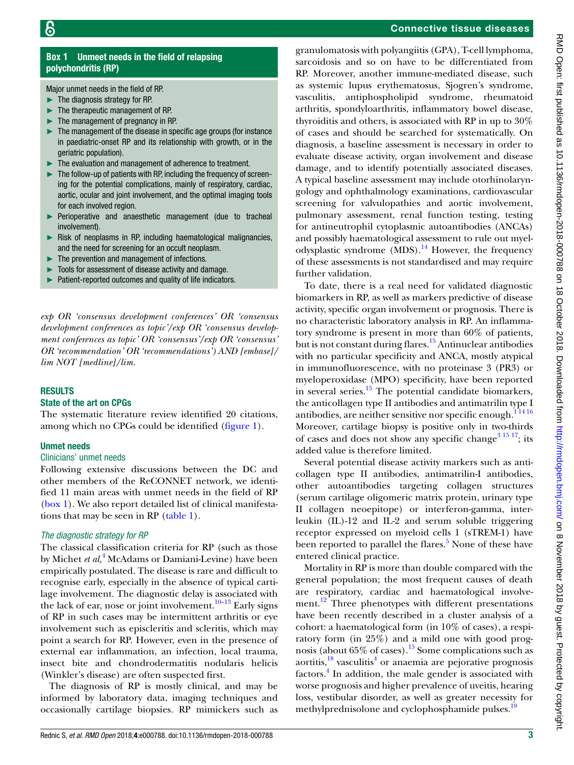## Box 1 Unmet needs in the field of relapsing polychondritis (RP)

Major unmet needs in the field of RP.

- The diagnosis strategy for RP.
- The therapeutic management of RP.
- The management of pregnancy in RP.
- The management of the disease in specific age groups (for instance in paediatric-onset RP and its relationship with growth, or in the geriatric population).
- The evaluation and management of adherence to treatment.
- The follow-up of patients with RP, including the frequency of screening for the potential complications, mainly of respiratory, cardiac, aortic, ocular and joint involvement, and the optimal imaging tools for each involved region.
- Perioperative and anaesthetic management (due to tracheal involvement).
- Risk of neoplasms in RP, including haematological malignancies, and the need for screening for an occult neoplasm.
- The prevention and management of infections.
- Tools for assessment of disease activity and damage.
- Patient-reported outcomes and quality of life indicators.

*exp OR 'consensus development conferences' OR 'consensus development conferences as topic'/exp OR 'consensus development conferences as topic' OR 'consensus'/exp OR 'consensus' OR 'recommendation' OR 'recommendations') AND [embase]/lim NOT [medline]/lim.*

## RESULTS

### State of the art on CPGs

The systematic literature review identified 20 citations, among which no CPGs could be identified (figure 1).

### Unmet needs

#### Clinicians' unmet needs

Following extensive discussions between the DC and other members of the ReCONNET network, we identified 11 main areas with unmet needs in the field of RP (box 1). We also report detailed list of clinical manifestations that may be seen in RP (table 1).

#### *The diagnostic strategy for RP*

The classical classification criteria for RP (such as those by Michet *et al*,[4] McAdams or Damiani-Levine) have been empirically postulated. The disease is rare and difficult to recognise early, especially in the absence of typical cartilage involvement. The diagnostic delay is associated with the lack of ear, nose or joint involvement.[10–13] Early signs of RP in such cases may be intermittent arthritis or eye involvement such as episcleritis and scleritis, which may point a search for RP. However, even in the presence of external ear inflammation, an infection, local trauma, insect bite and chondrodermatitis nodularis helicis (Winkler's disease) are often suspected first.

The diagnosis of RP is mostly clinical, and may be informed by laboratory data, imaging techniques and occasionally cartilage biopsies. RP mimickers such as granulomatosis with polyangiitis (GPA), T-cell lymphoma, sarcoidosis and so on have to be differentiated from RP. Moreover, another immune-mediated disease, such as systemic lupus erythematosus, Sjogren's syndrome, vasculitis, antiphospholipid syndrome, rheumatoid arthritis, spondyloarthritis, inflammatory bowel disease, thyroiditis and others, is associated with RP in up to 30% of cases and should be searched for systematically. On diagnosis, a baseline assessment is necessary in order to evaluate disease activity, organ involvement and disease damage, and to identify potentially associated diseases. A typical baseline assessment may include otorhinolaryngology and ophthalmology examinations, cardiovascular screening for valvulopathies and aortic involvement, pulmonary assessment, renal function testing, testing for antineutrophil cytoplasmic autoantibodies (ANCAs) and possibly haematological assessment to rule out myelodysplastic syndrome (MDS).[14] However, the frequency of these assessments is not standardised and may require further validation.

To date, there is a real need for validated diagnostic biomarkers in RP, as well as markers predictive of disease activity, specific organ involvement or prognosis. There is no characteristic laboratory analysis in RP. An inflammatory syndrome is present in more than 60% of patients, but is not constant during flares.[15] Antinuclear antibodies with no particular specificity and ANCA, mostly atypical in immunofluorescence, with no proteinase 3 (PR3) or myeloperoxidase (MPO) specificity, have been reported in several series.[15] The potential candidate biomarkers, the anticollagen type II antibodies and antimatrilin type I antibodies, are neither sensitive nor specific enough.[1,14,16] Moreover, cartilage biopsy is positive only in two-thirds of cases and does not show any specific change[3,15,17]; its added value is therefore limited.

Several potential disease activity markers such as anticollagen type II antibodies, antimatrilin-I antibodies, other autoantibodies targeting collagen structures (serum cartilage oligomeric matrix protein, urinary type II collagen neoepitope) or interferon-gamma, interleukin (IL)-12 and IL-2 and serum soluble triggering receptor expressed on myeloid cells 1 (sTREM-1) have been reported to parallel the flares.[5] None of these have entered clinical practice.

Mortality in RP is more than double compared with the general population; the most frequent causes of death are respiratory, cardiac and haematological involvement.[12] Three phenotypes with different presentations have been recently described in a cluster analysis of a cohort: a haematological form (in 10% of cases), a respiratory form (in 25%) and a mild one with good prognosis (about 65% of cases).[15] Some complications such as aortitis,[18] vasculitis[4] or anaemia are pejorative prognosis factors.[4] In addition, the male gender is associated with worse prognosis and higher prevalence of uveitis, hearing loss, vestibular disorder, as well as greater necessity for methylprednisolone and cyclophosphamide pulses.[19]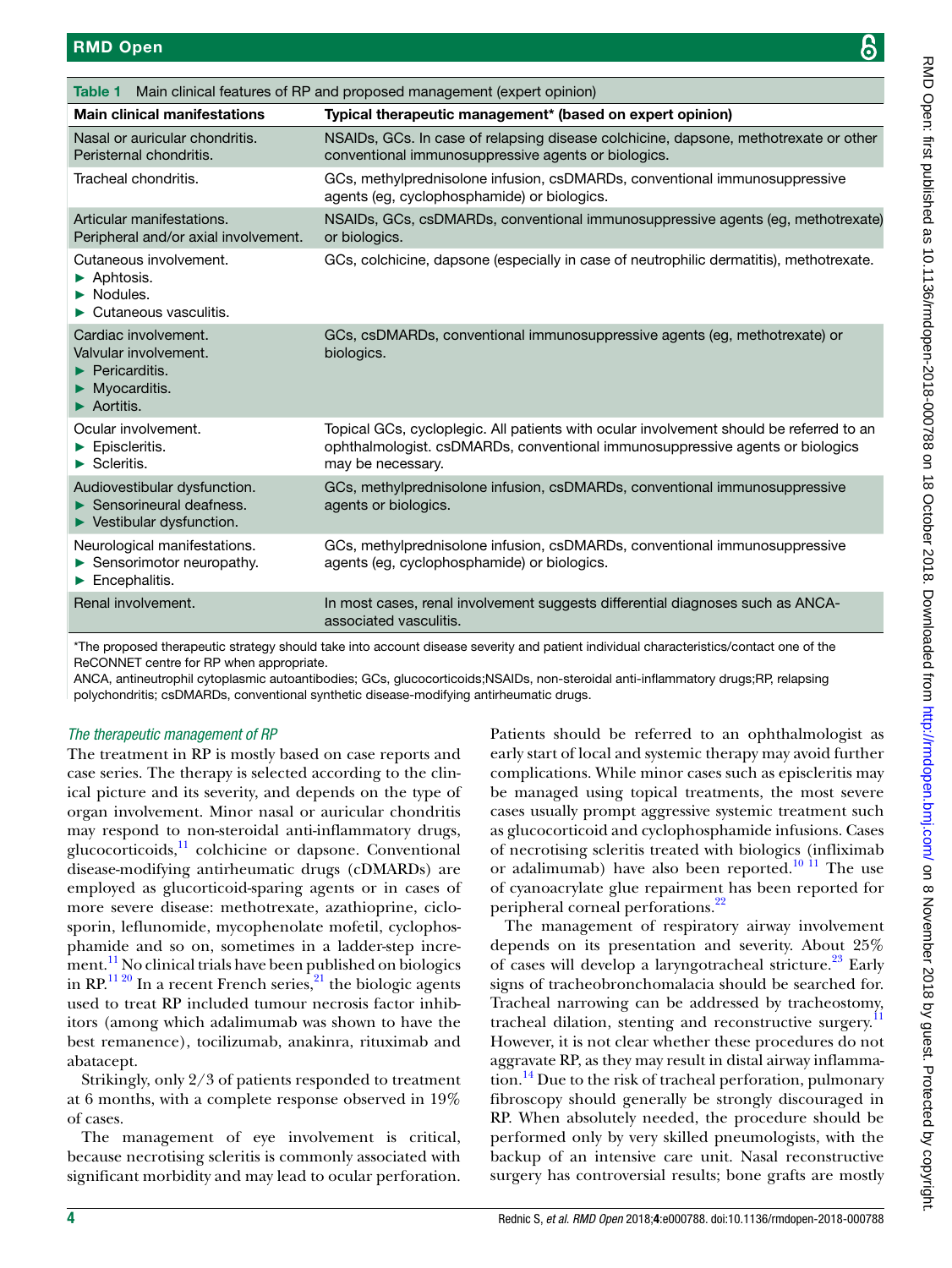**Table 1** Main clinical features of RP and proposed management (expert opinion)

| Main clinical manifestations | Typical therapeutic management* (based on expert opinion) |
|---|---|
| Nasal or auricular chondritis. Peristernal chondritis. | NSAIDs, GCs. In case of relapsing disease colchicine, dapsone, methotrexate or other conventional immunosuppressive agents or biologics. |
| Tracheal chondritis. | GCs, methylprednisolone infusion, csDMARDs, conventional immunosuppressive agents (eg, cyclophosphamide) or biologics. |
| Articular manifestations. Peripheral and/or axial involvement. | NSAIDs, GCs, csDMARDs, conventional immunosuppressive agents (eg, methotrexate) or biologics. |
| Cutaneous involvement. ► Aphtosis. ► Nodules. ► Cutaneous vasculitis. | GCs, colchicine, dapsone (especially in case of neutrophilic dermatitis), methotrexate. |
| Cardiac involvement. Valvular involvement. ► Pericarditis. ► Myocarditis. ► Aortitis. | GCs, csDMARDs, conventional immunosuppressive agents (eg, methotrexate) or biologics. |
| Ocular involvement. ► Episcleritis. ► Scleritis. | Topical GCs, cycloplegic. All patients with ocular involvement should be referred to an ophthalmologist. csDMARDs, conventional immunosuppressive agents or biologics may be necessary. |
| Audiovestibular dysfunction. ► Sensorineural deafness. ► Vestibular dysfunction. | GCs, methylprednisolone infusion, csDMARDs, conventional immunosuppressive agents or biologics. |
| Neurological manifestations. ► Sensorimotor neuropathy. ► Encephalitis. | GCs, methylprednisolone infusion, csDMARDs, conventional immunosuppressive agents (eg, cyclophosphamide) or biologics. |
| Renal involvement. | In most cases, renal involvement suggests differential diagnoses such as ANCA-associated vasculitis. |

*The proposed therapeutic strategy should take into account disease severity and patient individual characteristics/contact one of the ReCONNET centre for RP when appropriate.

ANCA, antineutrophil cytoplasmic autoantibodies; GCs, glucocorticoids;NSAIDs, non-steroidal anti-inflammatory drugs;RP, relapsing polychondritis; csDMARDs, conventional synthetic disease-modifying antirheumatic drugs.

### *The therapeutic management of RP*

The treatment in RP is mostly based on case reports and case series. The therapy is selected according to the clinical picture and its severity, and depends on the type of organ involvement. Minor nasal or auricular chondritis may respond to non-steroidal anti-inflammatory drugs, glucocorticoids,[11] colchicine or dapsone. Conventional disease-modifying antirheumatic drugs (cDMARDs) are employed as glucorticoid-sparing agents or in cases of more severe disease: methotrexate, azathioprine, ciclosporin, leflunomide, mycophenolate mofetil, cyclophosphamide and so on, sometimes in a ladder-step increment.[11] No clinical trials have been published on biologics in RP.[11 20] In a recent French series,[21] the biologic agents used to treat RP included tumour necrosis factor inhibitors (among which adalimumab was shown to have the best remanence), tocilizumab, anakinra, rituximab and abatacept.

Strikingly, only 2/3 of patients responded to treatment at 6 months, with a complete response observed in 19% of cases.

The management of eye involvement is critical, because necrotising scleritis is commonly associated with significant morbidity and may lead to ocular perforation. Patients should be referred to an ophthalmologist as early start of local and systemic therapy may avoid further complications. While minor cases such as episcleritis may be managed using topical treatments, the most severe cases usually prompt aggressive systemic treatment such as glucocorticoid and cyclophosphamide infusions. Cases of necrotising scleritis treated with biologics (infliximab or adalimumab) have also been reported.[10 11] The use of cyanoacrylate glue repairment has been reported for peripheral corneal perforations.[22]

The management of respiratory airway involvement depends on its presentation and severity. About 25% of cases will develop a laryngotracheal stricture.[23] Early signs of tracheobronchomalacia should be searched for. Tracheal narrowing can be addressed by tracheostomy, tracheal dilation, stenting and reconstructive surgery.[11] However, it is not clear whether these procedures do not aggravate RP, as they may result in distal airway inflammation.[14] Due to the risk of tracheal perforation, pulmonary fibroscopy should generally be strongly discouraged in RP. When absolutely needed, the procedure should be performed only by very skilled pneumologists, with the backup of an intensive care unit. Nasal reconstructive surgery has controversial results; bone grafts are mostly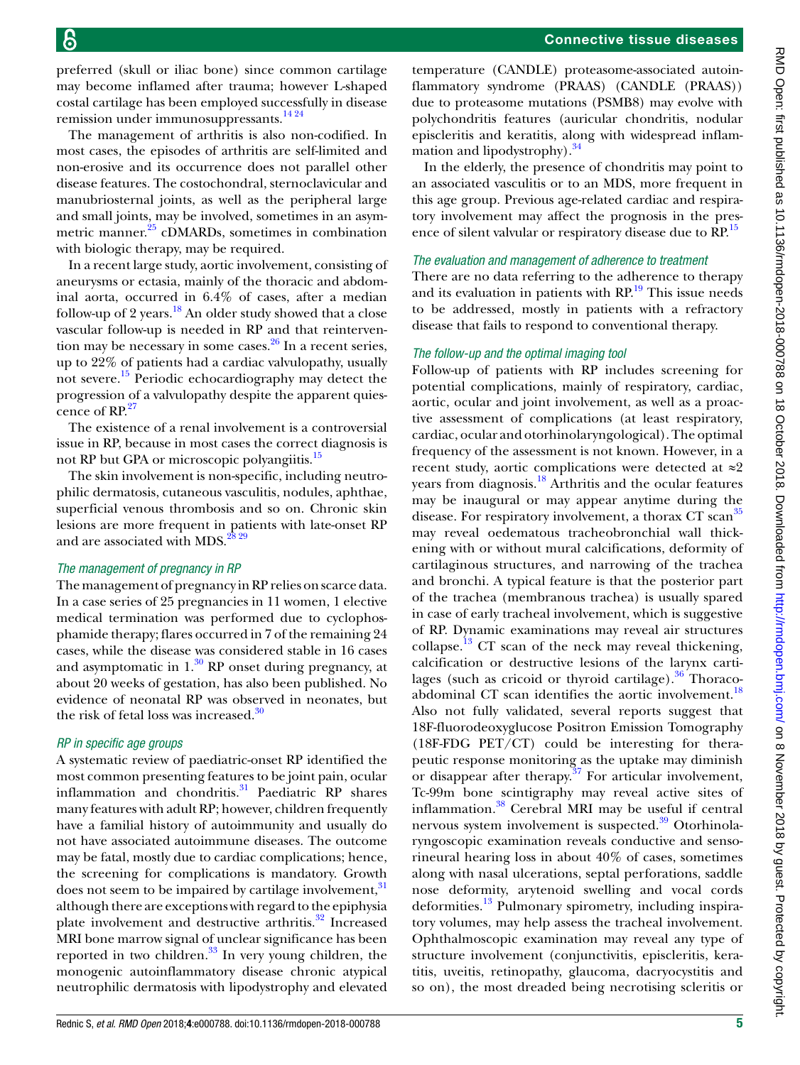preferred (skull or iliac bone) since common cartilage may become inflamed after trauma; however L-shaped costal cartilage has been employed successfully in disease remission under immunosuppressants.[14 24]

The management of arthritis is also non-codified. In most cases, the episodes of arthritis are self-limited and non-erosive and its occurrence does not parallel other disease features. The costochondral, sternoclavicular and manubriosternal joints, as well as the peripheral large and small joints, may be involved, sometimes in an asymmetric manner.[25] cDMARDs, sometimes in combination with biologic therapy, may be required.

In a recent large study, aortic involvement, consisting of aneurysms or ectasia, mainly of the thoracic and abdominal aorta, occurred in 6.4% of cases, after a median follow-up of 2 years.[18] An older study showed that a close vascular follow-up is needed in RP and that reintervention may be necessary in some cases.[26] In a recent series, up to 22% of patients had a cardiac valvulopathy, usually not severe.[15] Periodic echocardiography may detect the progression of a valvulopathy despite the apparent quiescence of RP.[27]

The existence of a renal involvement is a controversial issue in RP, because in most cases the correct diagnosis is not RP but GPA or microscopic polyangiitis.[15]

The skin involvement is non-specific, including neutrophilic dermatosis, cutaneous vasculitis, nodules, aphthae, superficial venous thrombosis and so on. Chronic skin lesions are more frequent in patients with late-onset RP and are associated with MDS.[28 29]

### *The management of pregnancy in RP*

The management of pregnancy in RP relies on scarce data. In a case series of 25 pregnancies in 11 women, 1 elective medical termination was performed due to cyclophosphamide therapy; flares occurred in 7 of the remaining 24 cases, while the disease was considered stable in 16 cases and asymptomatic in 1.[30] RP onset during pregnancy, at about 20 weeks of gestation, has also been published. No evidence of neonatal RP was observed in neonates, but the risk of fetal loss was increased.[30]

### *RP in specific age groups*

A systematic review of paediatric-onset RP identified the most common presenting features to be joint pain, ocular inflammation and chondritis.[31] Paediatric RP shares many features with adult RP; however, children frequently have a familial history of autoimmunity and usually do not have associated autoimmune diseases. The outcome may be fatal, mostly due to cardiac complications; hence, the screening for complications is mandatory. Growth does not seem to be impaired by cartilage involvement,[31] although there are exceptions with regard to the epiphysia plate involvement and destructive arthritis.[32] Increased MRI bone marrow signal of unclear significance has been reported in two children.[33] In very young children, the monogenic autoinflammatory disease chronic atypical neutrophilic dermatosis with lipodystrophy and elevated temperature (CANDLE) proteasome-associated autoinflammatory syndrome (PRAAS) (CANDLE (PRAAS)) due to proteasome mutations (PSMB8) may evolve with polychondritis features (auricular chondritis, nodular episcleritis and keratitis, along with widespread inflammation and lipodystrophy).[34]

In the elderly, the presence of chondritis may point to an associated vasculitis or to an MDS, more frequent in this age group. Previous age-related cardiac and respiratory involvement may affect the prognosis in the presence of silent valvular or respiratory disease due to RP.[15]

### *The evaluation and management of adherence to treatment*

There are no data referring to the adherence to therapy and its evaluation in patients with RP.[19] This issue needs to be addressed, mostly in patients with a refractory disease that fails to respond to conventional therapy.

### *The follow-up and the optimal imaging tool*

Follow-up of patients with RP includes screening for potential complications, mainly of respiratory, cardiac, aortic, ocular and joint involvement, as well as a proactive assessment of complications (at least respiratory, cardiac, ocular and otorhinolaryngological). The optimal frequency of the assessment is not known. However, in a recent study, aortic complications were detected at ≈2 years from diagnosis.[18] Arthritis and the ocular features may be inaugural or may appear anytime during the disease. For respiratory involvement, a thorax CT scan[35] may reveal oedematous tracheobronchial wall thickening with or without mural calcifications, deformity of cartilaginous structures, and narrowing of the trachea and bronchi. A typical feature is that the posterior part of the trachea (membranous trachea) is usually spared in case of early tracheal involvement, which is suggestive of RP. Dynamic examinations may reveal air structures collapse.[13] CT scan of the neck may reveal thickening, calcification or destructive lesions of the larynx cartilages (such as cricoid or thyroid cartilage).[36] Thoracoabdominal CT scan identifies the aortic involvement.[18] Also not fully validated, several reports suggest that 18F-fluorodeoxyglucose Positron Emission Tomography (18F-FDG PET/CT) could be interesting for therapeutic response monitoring as the uptake may diminish or disappear after therapy.[37] For articular involvement, Tc-99m bone scintigraphy may reveal active sites of inflammation.[38] Cerebral MRI may be useful if central nervous system involvement is suspected.[39] Otorhinolaryngoscopic examination reveals conductive and sensorineural hearing loss in about 40% of cases, sometimes along with nasal ulcerations, septal perforations, saddle nose deformity, arytenoid swelling and vocal cords deformities.[13] Pulmonary spirometry, including inspiratory volumes, may help assess the tracheal involvement. Ophthalmoscopic examination may reveal any type of structure involvement (conjunctivitis, episcleritis, keratitis, uveitis, retinopathy, glaucoma, dacryocystitis and so on), the most dreaded being necrotising scleritis or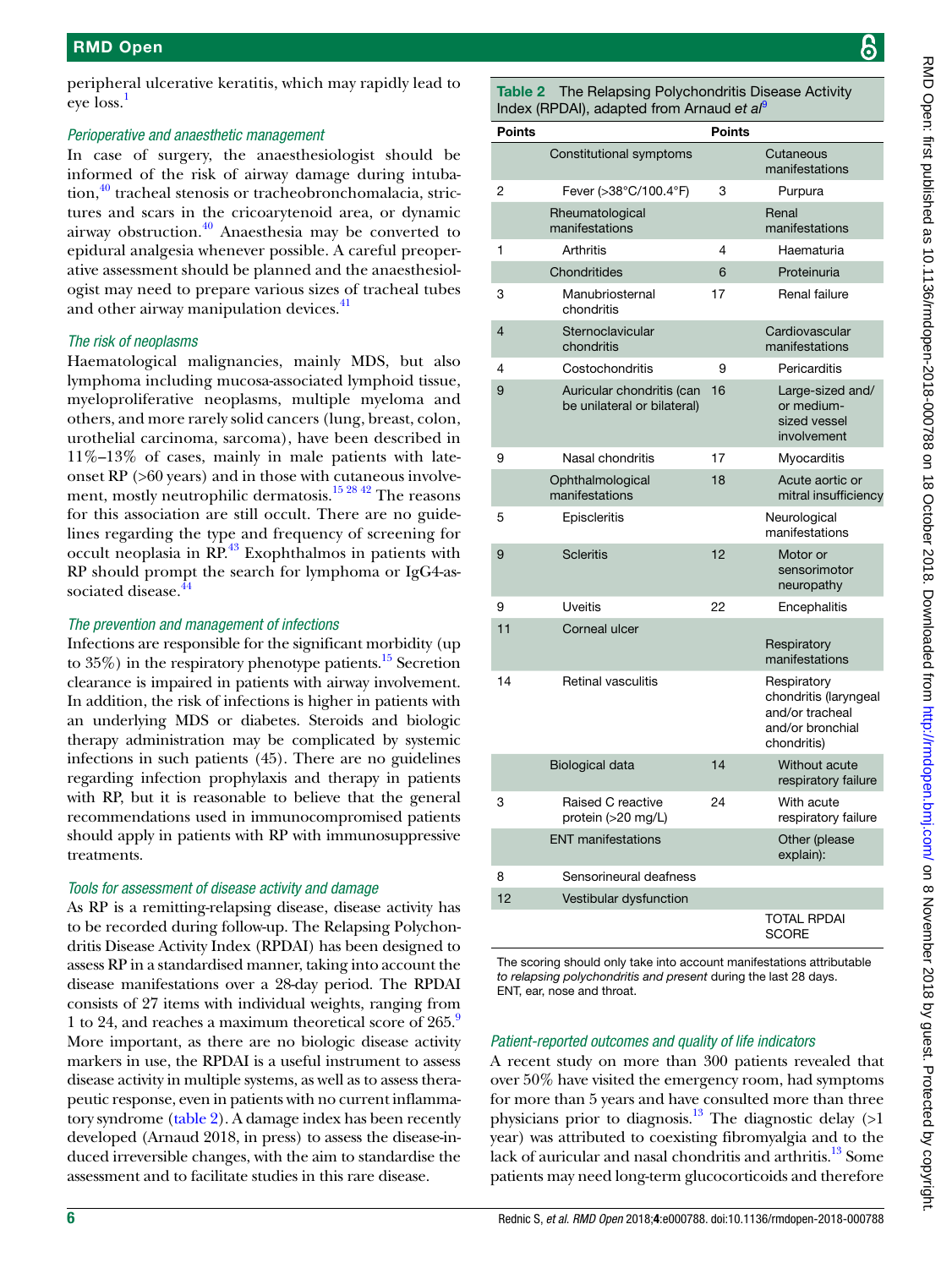peripheral ulcerative keratitis, which may rapidly lead to eye loss.[1]

### Perioperative and anaesthetic management

In case of surgery, the anaesthesiologist should be informed of the risk of airway damage during intubation,[40] tracheal stenosis or tracheobronchomalacia, strictures and scars in the cricoarytenoid area, or dynamic airway obstruction.[40] Anaesthesia may be converted to epidural analgesia whenever possible. A careful preoperative assessment should be planned and the anaesthesiologist may need to prepare various sizes of tracheal tubes and other airway manipulation devices.[41]

### The risk of neoplasms

Haematological malignancies, mainly MDS, but also lymphoma including mucosa-associated lymphoid tissue, myeloproliferative neoplasms, multiple myeloma and others, and more rarely solid cancers (lung, breast, colon, urothelial carcinoma, sarcoma), have been described in 11%–13% of cases, mainly in male patients with late-onset RP (>60 years) and in those with cutaneous involvement, mostly neutrophilic dermatosis.[15 28 42] The reasons for this association are still occult. There are no guidelines regarding the type and frequency of screening for occult neoplasia in RP.[43] Exophthalmos in patients with RP should prompt the search for lymphoma or IgG4-associated disease.[44]

### The prevention and management of infections

Infections are responsible for the significant morbidity (up to 35%) in the respiratory phenotype patients.[15] Secretion clearance is impaired in patients with airway involvement. In addition, the risk of infections is higher in patients with an underlying MDS or diabetes. Steroids and biologic therapy administration may be complicated by systemic infections in such patients (45). There are no guidelines regarding infection prophylaxis and therapy in patients with RP, but it is reasonable to believe that the general recommendations used in immunocompromised patients should apply in patients with RP with immunosuppressive treatments.

### Tools for assessment of disease activity and damage

As RP is a remitting-relapsing disease, disease activity has to be recorded during follow-up. The Relapsing Polychondritis Disease Activity Index (RPDAI) has been designed to assess RP in a standardised manner, taking into account the disease manifestations over a 28-day period. The RPDAI consists of 27 items with individual weights, ranging from 1 to 24, and reaches a maximum theoretical score of 265.[9] More important, as there are no biologic disease activity markers in use, the RPDAI is a useful instrument to assess disease activity in multiple systems, as well as to assess therapeutic response, even in patients with no current inflammatory syndrome (table 2). A damage index has been recently developed (Arnaud 2018, in press) to assess the disease-induced irreversible changes, with the aim to standardise the assessment and to facilitate studies in this rare disease.

**Table 2** The Relapsing Polychondritis Disease Activity Index (RPDAI), adapted from Arnaud *et al*[9]

| Points | | Points | |
|---|---|---|---|
| | Constitutional symptoms | | Cutaneous manifestations |
| 2 | Fever (>38°C/100.4°F) | 3 | Purpura |
| | Rheumatological manifestations | | Renal manifestations |
| 1 | Arthritis | 4 | Haematuria |
| | Chondritides | 6 | Proteinuria |
| 3 | Manubriosternal chondritis | 17 | Renal failure |
| 4 | Sternoclavicular chondritis | | Cardiovascular manifestations |
| 4 | Costochondritis | 9 | Pericarditis |
| 9 | Auricular chondritis (can be unilateral or bilateral) | 16 | Large-sized and/or medium-sized vessel involvement |
| 9 | Nasal chondritis | 17 | Myocarditis |
| | Ophthalmological manifestations | 18 | Acute aortic or mitral insufficiency |
| 5 | Episcleritis | | Neurological manifestations |
| 9 | Scleritis | 12 | Motor or sensorimotor neuropathy |
| 9 | Uveitis | 22 | Encephalitis |
| 11 | Corneal ulcer | | Respiratory manifestations |
| 14 | Retinal vasculitis | | Respiratory chondritis (laryngeal and/or tracheal and/or bronchial chondritis) |
| | Biological data | 14 | Without acute respiratory failure |
| 3 | Raised C reactive protein (>20 mg/L) | 24 | With acute respiratory failure |
| | ENT manifestations | | Other (please explain): |
| 8 | Sensorineural deafness | | |
| 12 | Vestibular dysfunction | | |
| | | | TOTAL RPDAI SCORE |

The scoring should only take into account manifestations attributable *to relapsing polychondritis and present* during the last 28 days.
ENT, ear, nose and throat.

### Patient-reported outcomes and quality of life indicators

A recent study on more than 300 patients revealed that over 50% have visited the emergency room, had symptoms for more than 5 years and have consulted more than three physicians prior to diagnosis.[13] The diagnostic delay (>1 year) was attributed to coexisting fibromyalgia and to the lack of auricular and nasal chondritis and arthritis.[13] Some patients may need long-term glucocorticoids and therefore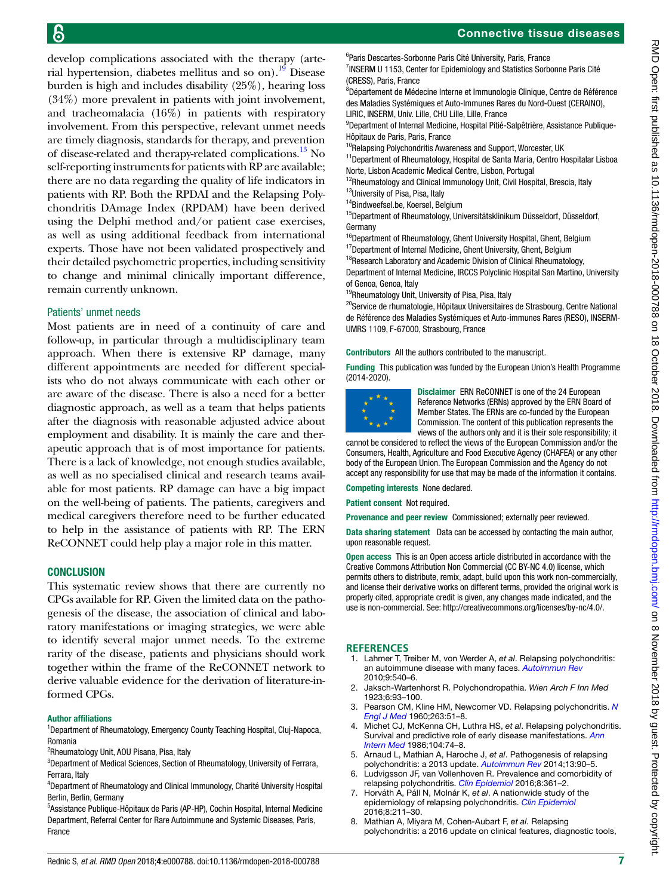develop complications associated with the therapy (arterial hypertension, diabetes mellitus and so on).[19] Disease burden is high and includes disability (25%), hearing loss (34%) more prevalent in patients with joint involvement, and tracheomalacia (16%) in patients with respiratory involvement. From this perspective, relevant unmet needs are timely diagnosis, standards for therapy, and prevention of disease-related and therapy-related complications.[13] No self-reporting instruments for patients with RP are available; there are no data regarding the quality of life indicators in patients with RP. Both the RPDAI and the Relapsing Polychondritis DAmage Index (RPDAM) have been derived using the Delphi method and/or patient case exercises, as well as using additional feedback from international experts. Those have not been validated prospectively and their detailed psychometric properties, including sensitivity to change and minimal clinically important difference, remain currently unknown.

### Patients' unmet needs

Most patients are in need of a continuity of care and follow-up, in particular through a multidisciplinary team approach. When there is extensive RP damage, many different appointments are needed for different specialists who do not always communicate with each other or are aware of the disease. There is also a need for a better diagnostic approach, as well as a team that helps patients after the diagnosis with reasonable adjusted advice about employment and disability. It is mainly the care and therapeutic approach that is of most importance for patients. There is a lack of knowledge, not enough studies available, as well as no specialised clinical and research teams available for most patients. RP damage can have a big impact on the well-being of patients. The patients, caregivers and medical caregivers therefore need to be further educated to help in the assistance of patients with RP. The ERN ReCONNET could help play a major role in this matter.

## CONCLUSION

This systematic review shows that there are currently no CPGs available for RP. Given the limited data on the pathogenesis of the disease, the association of clinical and laboratory manifestations or imaging strategies, we were able to identify several major unmet needs. To the extreme rarity of the disease, patients and physicians should work together within the frame of the ReCONNET network to derive valuable evidence for the derivation of literature-informed CPGs.

**Author affiliations**

[1]Department of Rheumatology, Emergency County Teaching Hospital, Cluj-Napoca, Romania
[2]Rheumatology Unit, AOU Pisana, Pisa, Italy
[3]Department of Medical Sciences, Section of Rheumatology, University of Ferrara, Ferrara, Italy
[4]Department of Rheumatology and Clinical Immunology, Charité University Hospital Berlin, Berlin, Germany
[5]Assistance Publique-Hôpitaux de Paris (AP-HP), Cochin Hospital, Internal Medicine Department, Referral Center for Rare Autoimmune and Systemic Diseases, Paris, France
[6]Paris Descartes-Sorbonne Paris Cité University, Paris, France
[7]INSERM U 1153, Center for Epidemiology and Statistics Sorbonne Paris Cité (CRESS), Paris, France
[8]Département de Médecine Interne et Immunologie Clinique, Centre de Référence des Maladies Systémiques et Auto-Immunes Rares du Nord-Ouest (CERAINO), LIRIC, INSERM, Univ. Lille, CHU Lille, Lille, France
[9]Department of Internal Medicine, Hospital Pitié-Salpêtrière, Assistance Publique-Hôpitaux de Paris, Paris, France
[10]Relapsing Polychondritis Awareness and Support, Worcester, UK
[11]Department of Rheumatology, Hospital de Santa Maria, Centro Hospitalar Lisboa Norte, Lisbon Academic Medical Centre, Lisbon, Portugal
[12]Rheumatology and Clinical Immunology Unit, Civil Hospital, Brescia, Italy
[13]University of Pisa, Pisa, Italy
[14]Bindweefsel.be, Koersel, Belgium
[15]Department of Rheumatology, Universitätsklinikum Düsseldorf, Düsseldorf, Germany
[16]Department of Rheumatology, Ghent University Hospital, Ghent, Belgium
[17]Department of Internal Medicine, Ghent University, Ghent, Belgium
[18]Research Laboratory and Academic Division of Clinical Rheumatology, Department of Internal Medicine, IRCCS Polyclinic Hospital San Martino, University of Genoa, Genoa, Italy
[19]Rheumatology Unit, University of Pisa, Pisa, Italy
[20]Service de rhumatologie, Hôpitaux Universitaires de Strasbourg, Centre National de Référence des Maladies Systémiques et Auto-immunes Rares (RESO), INSERM-UMRS 1109, F-67000, Strasbourg, France

**Contributors** All the authors contributed to the manuscript.

**Funding** This publication was funded by the European Union's Health Programme (2014-2020).

**Disclaimer** ERN ReCONNET is one of the 24 European Reference Networks (ERNs) approved by the ERN Board of Member States. The ERNs are co-funded by the European Commission. The content of this publication represents the views of the authors only and it is their sole responsibility; it cannot be considered to reflect the views of the European Commission and/or the Consumers, Health, Agriculture and Food Executive Agency (CHAFEA) or any other body of the European Union. The European Commission and the Agency do not accept any responsibility for use that may be made of the information it contains.

**Competing interests** None declared.

**Patient consent** Not required.

**Provenance and peer review** Commissioned; externally peer reviewed.

**Data sharing statement** Data can be accessed by contacting the main author, upon reasonable request.

**Open access** This is an Open access article distributed in accordance with the Creative Commons Attribution Non Commercial (CC BY-NC 4.0) license, which permits others to distribute, remix, adapt, build upon this work non-commercially, and license their derivative works on different terms, provided the original work is properly cited, appropriate credit is given, any changes made indicated, and the use is non-commercial. See: http://creativecommons.org/licenses/by-nc/4.0/.

## REFERENCES

1. Lahmer T, Treiber M, von Werder A, *et al*. Relapsing polychondritis: an autoimmune disease with many faces. *Autoimmun Rev* 2010;9:540–6.
2. Jaksch-Wartenhorst R. Polychondropathia. *Wien Arch F Inn Med* 1923;6:93–100.
3. Pearson CM, Kline HM, Newcomer VD. Relapsing polychondritis. *N Engl J Med* 1960;263:51–8.
4. Michet CJ, McKenna CH, Luthra HS, *et al*. Relapsing polychondritis. Survival and predictive role of early disease manifestations. *Ann Intern Med* 1986;104:74–8.
5. Arnaud L, Mathian A, Haroche J, *et al*. Pathogenesis of relapsing polychondritis: a 2013 update. *Autoimmun Rev* 2014;13:90–5.
6. Ludvigsson JF, van Vollenhoven R. Prevalence and comorbidity of relapsing polychondritis. *Clin Epidemiol* 2016;8:361–2.
7. Horváth A, Páll N, Molnár K, *et al*. A nationwide study of the epidemiology of relapsing polychondritis. *Clin Epidemiol* 2016;8:211–30.
8. Mathian A, Miyara M, Cohen-Aubart F, *et al*. Relapsing polychondritis: a 2016 update on clinical features, diagnostic tools,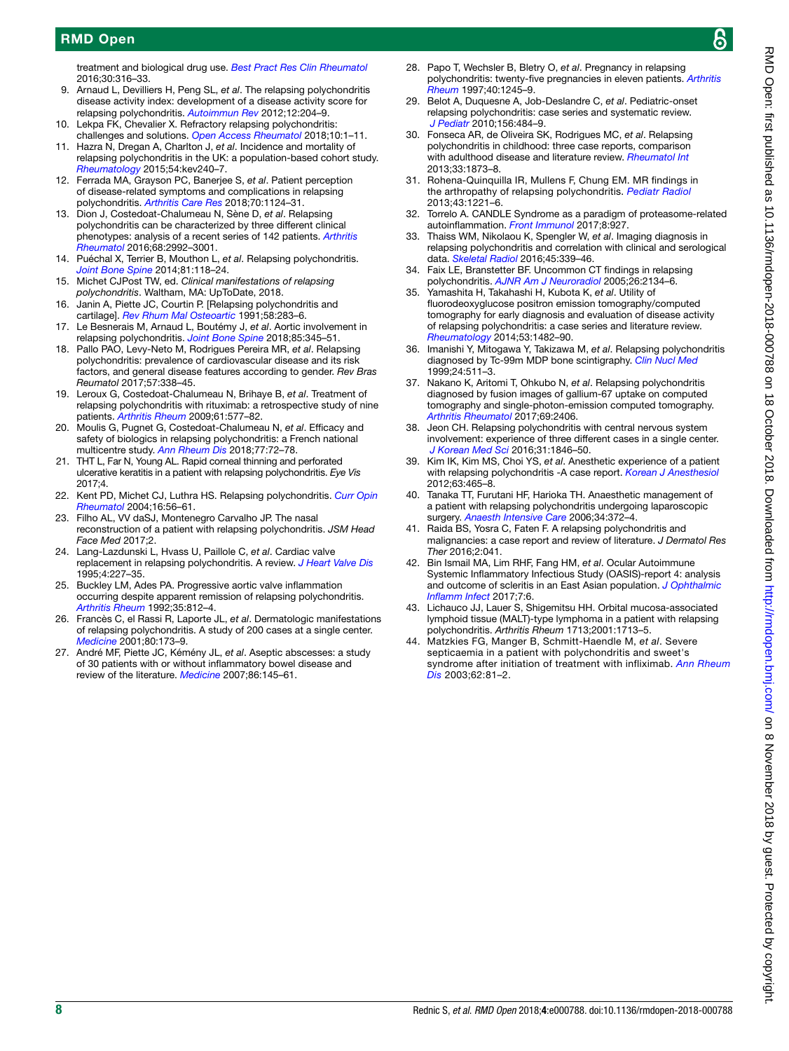treatment and biological drug use. *Best Pract Res Clin Rheumatol* 2016;30:316–33.

9. Arnaud L, Devilliers H, Peng SL, *et al*. The relapsing polychondritis disease activity index: development of a disease activity score for relapsing polychondritis. *Autoimmun Rev* 2012;12:204–9.
10. Lekpa FK, Chevalier X. Refractory relapsing polychondritis: challenges and solutions. *Open Access Rheumatol* 2018;10:1–11.
11. Hazra N, Dregan A, Charlton J, *et al*. Incidence and mortality of relapsing polychondritis in the UK: a population-based cohort study. *Rheumatology* 2015;54:kev240–7.
12. Ferrada MA, Grayson PC, Banerjee S, *et al*. Patient perception of disease-related symptoms and complications in relapsing polychondritis. *Arthritis Care Res* 2018;70:1124–31.
13. Dion J, Costedoat-Chalumeau N, Sène D, *et al*. Relapsing polychondritis can be characterized by three different clinical phenotypes: analysis of a recent series of 142 patients. *Arthritis Rheumatol* 2016;68:2992–3001.
14. Puéchal X, Terrier B, Mouthon L, *et al*. Relapsing polychondritis. *Joint Bone Spine* 2014;81:118–24.
15. Michet CJPost TW, ed. *Clinical manifestations of relapsing polychondritis*. Waltham, MA: UpToDate, 2018.
16. Janin A, Piette JC, Courtin P. [Relapsing polychondritis and cartilage]. *Rev Rhum Mal Osteoartic* 1991;58:283–6.
17. Le Besnerais M, Arnaud L, Boutémy J, *et al*. Aortic involvement in relapsing polychondritis. *Joint Bone Spine* 2018;85:345–51.
18. Pallo PAO, Levy-Neto M, Rodrigues Pereira MR, *et al*. Relapsing polychondritis: prevalence of cardiovascular disease and its risk factors, and general disease features according to gender. *Rev Bras Reumatol* 2017;57:338–45.
19. Leroux G, Costedoat-Chalumeau N, Brihaye B, *et al*. Treatment of relapsing polychondritis with rituximab: a retrospective study of nine patients. *Arthritis Rheum* 2009;61:577–82.
20. Moulis G, Pugnet G, Costedoat-Chalumeau N, *et al*. Efficacy and safety of biologics in relapsing polychondritis: a French national multicentre study. *Ann Rheum Dis* 2018;77:72–78.
21. THT L, Far N, Young AL. Rapid corneal thinning and perforated ulcerative keratitis in a patient with relapsing polychondritis. *Eye Vis* 2017;4.
22. Kent PD, Michet CJ, Luthra HS. Relapsing polychondritis. *Curr Opin Rheumatol* 2004;16:56–61.
23. Filho AL, VV daSJ, Montenegro Carvalho JP. The nasal reconstruction of a patient with relapsing polychondritis. *JSM Head Face Med* 2017;2.
24. Lang-Lazdunski L, Hvass U, Paillole C, *et al*. Cardiac valve replacement in relapsing polychondritis. A review. *J Heart Valve Dis* 1995;4:227–35.
25. Buckley LM, Ades PA. Progressive aortic valve inflammation occurring despite apparent remission of relapsing polychondritis. *Arthritis Rheum* 1992;35:812–4.
26. Francès C, el Rassi R, Laporte JL, *et al*. Dermatologic manifestations of relapsing polychondritis. A study of 200 cases at a single center. *Medicine* 2001;80:173–9.
27. André MF, Piette JC, Kémény JL, *et al*. Aseptic abscesses: a study of 30 patients with or without inflammatory bowel disease and review of the literature. *Medicine* 2007;86:145–61.
28. Papo T, Wechsler B, Bletry O, *et al*. Pregnancy in relapsing polychondritis: twenty-five pregnancies in eleven patients. *Arthritis Rheum* 1997;40:1245–9.
29. Belot A, Duquesne A, Job-Deslandre C, *et al*. Pediatric-onset relapsing polychondritis: case series and systematic review. *J Pediatr* 2010;156:484–9.
30. Fonseca AR, de Oliveira SK, Rodrigues MC, *et al*. Relapsing polychondritis in childhood: three case reports, comparison with adulthood disease and literature review. *Rheumatol Int* 2013;33:1873–8.
31. Rohena-Quinquilla IR, Mullens F, Chung EM. MR findings in the arthropathy of relapsing polychondritis. *Pediatr Radiol* 2013;43:1221–6.
32. Torrelo A. CANDLE Syndrome as a paradigm of proteasome-related autoinflammation. *Front Immunol* 2017;8:927.
33. Thaiss WM, Nikolaou K, Spengler W, *et al*. Imaging diagnosis in relapsing polychondritis and correlation with clinical and serological data. *Skeletal Radiol* 2016;45:339–46.
34. Faix LE, Branstetter BF. Uncommon CT findings in relapsing polychondritis. *AJNR Am J Neuroradiol* 2005;26:2134–6.
35. Yamashita H, Takahashi H, Kubota K, *et al*. Utility of fluorodeoxyglucose positron emission tomography/computed tomography for early diagnosis and evaluation of disease activity of relapsing polychondritis: a case series and literature review. *Rheumatology* 2014;53:1482–90.
36. Imanishi Y, Mitogawa Y, Takizawa M, *et al*. Relapsing polychondritis diagnosed by Tc-99m MDP bone scintigraphy. *Clin Nucl Med* 1999;24:511–3.
37. Nakano K, Aritomi T, Ohkubo N, *et al*. Relapsing polychondritis diagnosed by fusion images of gallium-67 uptake on computed tomography and single-photon-emission computed tomography. *Arthritis Rheumatol* 2017;69:2406.
38. Jeon CH. Relapsing polychondritis with central nervous system involvement: experience of three different cases in a single center. *J Korean Med Sci* 2016;31:1846–50.
39. Kim IK, Kim MS, Choi YS, *et al*. Anesthetic experience of a patient with relapsing polychondritis -A case report. *Korean J Anesthesiol* 2012;63:465–8.
40. Tanaka TT, Furutani HF, Harioka TH. Anaesthetic management of a patient with relapsing polychondritis undergoing laparoscopic surgery. *Anaesth Intensive Care* 2006;34:372–4.
41. Raida BS, Yosra C, Faten F. A relapsing polychondritis and malignancies: a case report and review of literature. *J Dermatol Res Ther* 2016;2:041.
42. Bin Ismail MA, Lim RHF, Fang HM, *et al*. Ocular Autoimmune Systemic Inflammatory Infectious Study (OASIS)-report 4: analysis and outcome of scleritis in an East Asian population. *J Ophthalmic Inflamm Infect* 2017;7:6.
43. Lichauco JJ, Lauer S, Shigemitsu HH. Orbital mucosa-associated lymphoid tissue (MALT)-type lymphoma in a patient with relapsing polychondritis. *Arthritis Rheum* 1713;2001:1713–5.
44. Matzkies FG, Manger B, Schmitt-Haendle M, *et al*. Severe septicaemia in a patient with polychondritis and sweet's syndrome after initiation of treatment with infliximab. *Ann Rheum Dis* 2003;62:81–2.